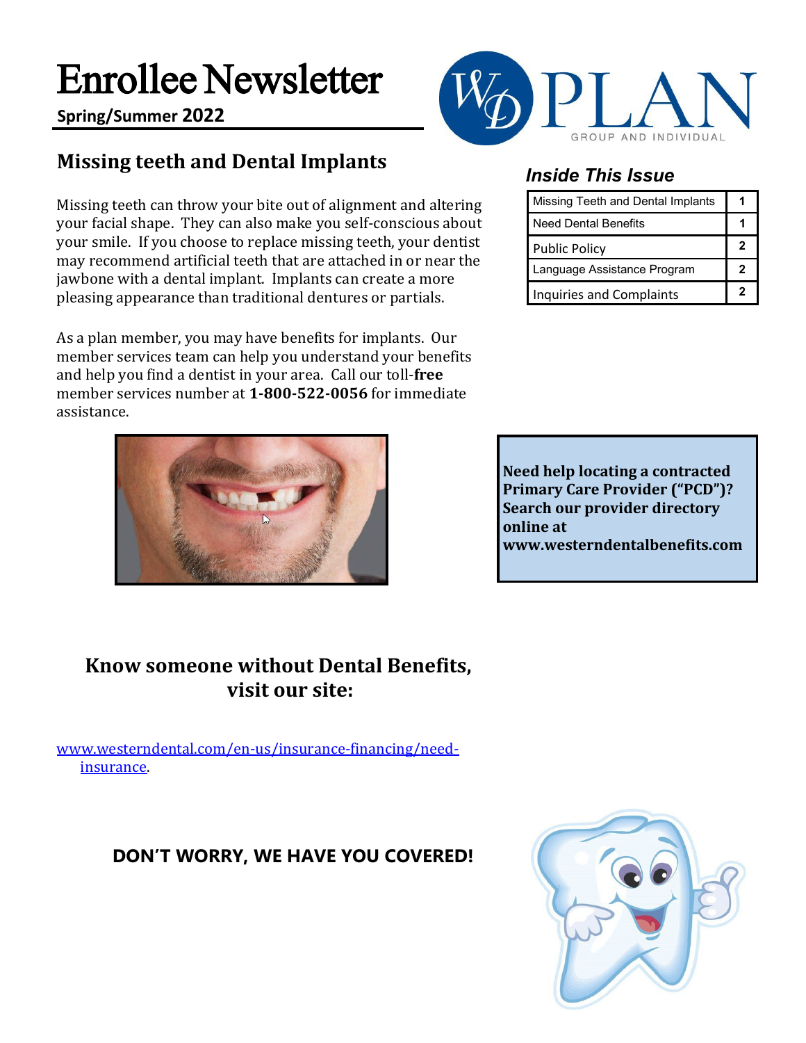# Enrollee Newsletter

**Spring/Summer 2022**

WD PLAN
GROUP AND INDIVIDUAL

## Missing teeth and Dental Implants

Missing teeth can throw your bite out of alignment and altering your facial shape. They can also make you self-conscious about your smile. If you choose to replace missing teeth, your dentist may recommend artificial teeth that are attached in or near the jawbone with a dental implant. Implants can create a more pleasing appearance than traditional dentures or partials.

As a plan member, you may have benefits for implants. Our member services team can help you understand your benefits and help you find a dentist in your area. Call our toll-**free** member services number at **1-800-522-0056** for immediate assistance.

### *Inside This Issue*

| Missing Teeth and Dental Implants | 1 |
|---|---|
| Need Dental Benefits | 1 |
| Public Policy | 2 |
| Language Assistance Program | 2 |
| Inquiries and Complaints | 2 |

**Need help locating a contracted Primary Care Provider ("PCD")? Search our provider directory online at www.westerndentalbenefits.com**

## Know someone without Dental Benefits, visit our site:

www.westerndental.com/en-us/insurance-financing/need-insurance.

**DON'T WORRY, WE HAVE YOU COVERED!**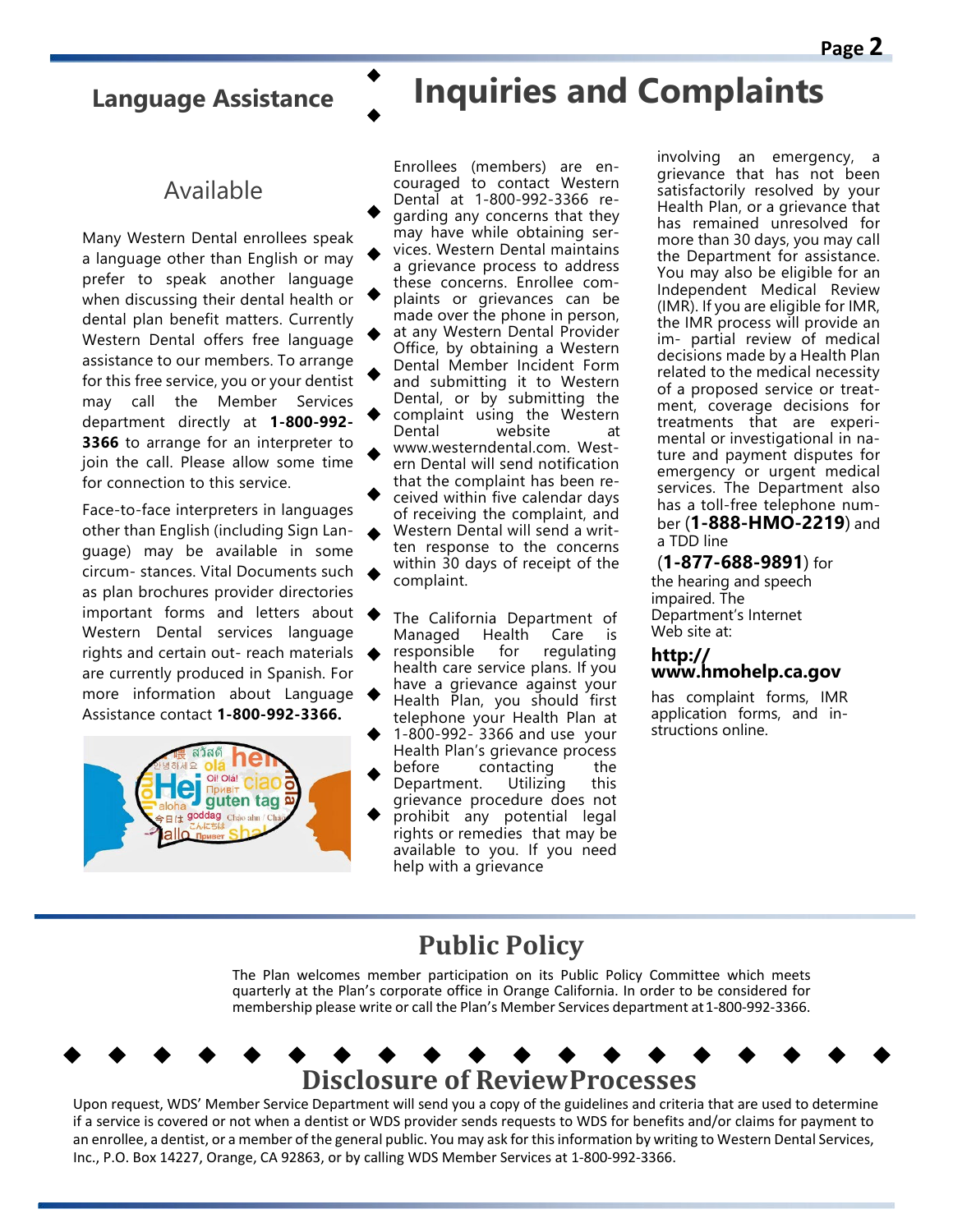## Language Assistance

### Available

Many Western Dental enrollees speak a language other than English or may prefer to speak another language when discussing their dental health or dental plan benefit matters. Currently Western Dental offers free language assistance to our members. To arrange for this free service, you or your dentist may call the Member Services department directly at **1-800-992-3366** to arrange for an interpreter to join the call. Please allow some time for connection to this service.

Face-to-face interpreters in languages other than English (including Sign Language) may be available in some circum- stances. Vital Documents such as plan brochures provider directories important forms and letters about Western Dental services language rights and certain out- reach materials are currently produced in Spanish. For more information about Language Assistance contact **1-800-992-3366.**

# Inquiries and Complaints

Enrollees (members) are encouraged to contact Western Dental at 1-800-992-3366 regarding any concerns that they may have while obtaining services. Western Dental maintains a grievance process to address these concerns. Enrollee complaints or grievances can be made over the phone in person, at any Western Dental Provider Office, by obtaining a Western Dental Member Incident Form and submitting it to Western Dental, or by submitting the complaint using the Western Dental website at www.westerndental.com. Western Dental will send notification that the complaint has been received within five calendar days of receiving the complaint, and Western Dental will send a written response to the concerns within 30 days of receipt of the complaint.

The California Department of Managed Health Care is responsible for regulating health care service plans. If you have a grievance against your Health Plan, you should first telephone your Health Plan at 1-800-992- 3366 and use your Health Plan's grievance process before contacting the Department. Utilizing this grievance procedure does not prohibit any potential legal rights or remedies that may be available to you. If you need help with a grievance involving an emergency, a grievance that has not been satisfactorily resolved by your Health Plan, or a grievance that has remained unresolved for more than 30 days, you may call the Department for assistance. You may also be eligible for an Independent Medical Review (IMR). If you are eligible for IMR, the IMR process will provide an im- partial review of medical decisions made by a Health Plan related to the medical necessity of a proposed service or treatment, coverage decisions for treatments that are experimental or investigational in nature and payment disputes for emergency or urgent medical services. The Department also has a toll-free telephone number (**1-888-HMO-2219**) and a TDD line

(**1-877-688-9891**) for the hearing and speech impaired. The Department's Internet Web site at:

**http://www.hmohelp.ca.gov**

has complaint forms, IMR application forms, and instructions online.

# Public Policy

The Plan welcomes member participation on its Public Policy Committee which meets quarterly at the Plan's corporate office in Orange California. In order to be considered for membership please write or call the Plan's Member Services department at 1-800-992-3366.

# Disclosure of Review Processes

Upon request, WDS' Member Service Department will send you a copy of the guidelines and criteria that are used to determine if a service is covered or not when a dentist or WDS provider sends requests to WDS for benefits and/or claims for payment to an enrollee, a dentist, or a member of the general public. You may ask for this information by writing to Western Dental Services, Inc., P.O. Box 14227, Orange, CA 92863, or by calling WDS Member Services at 1-800-992-3366.